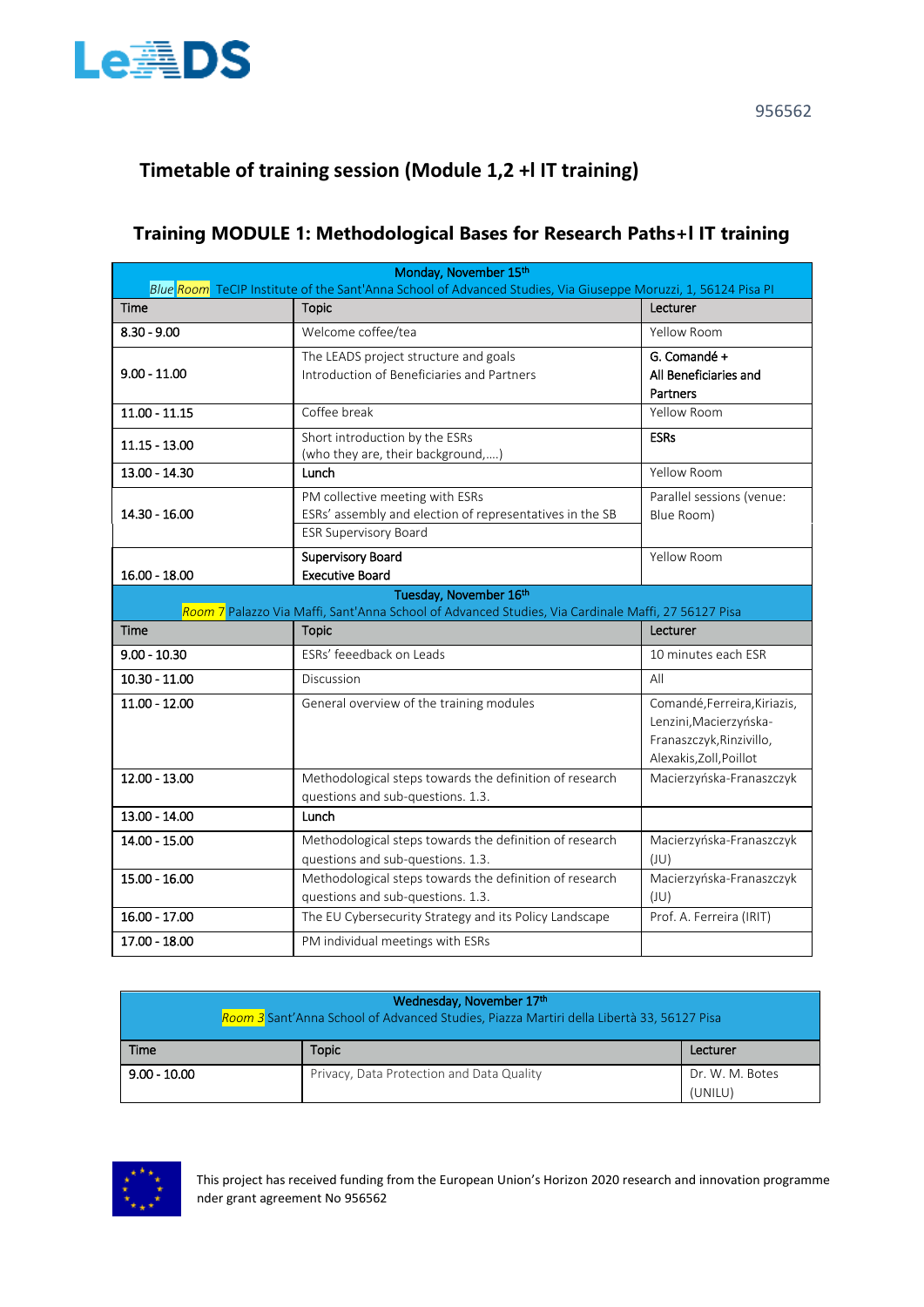LeADS

956562

# Timetable of training session (Module 1,2 +I IT training)

## Training MODULE 1: Methodological Bases for Research Paths+I IT training

| Monday, November 15th<br>Blue Room TeCIP Institute of the Sant'Anna School of Advanced Studies, Via Giuseppe Moruzzi, 1, 56124 Pisa PI | | |
|---|---|---|
| **Time** | **Topic** | **Lecturer** |
| 8.30 - 9.00 | Welcome coffee/tea | Yellow Room |
| 9.00 - 11.00 | The LEADS project structure and goals<br>Introduction of Beneficiaries and Partners | G. Comandé + All Beneficiaries and Partners |
| 11.00 - 11.15 | Coffee break | Yellow Room |
| 11.15 - 13.00 | Short introduction by the ESRs<br>(who they are, their background,….) | ESRs |
| 13.00 - 14.30 | Lunch | Yellow Room |
| 14.30 - 16.00 | PM collective meeting with ESRs<br>ESRs' assembly and election of representatives in the SB<br>ESR Supervisory Board | Parallel sessions (venue: Blue Room) |
| 16.00 - 18.00 | Supervisory Board<br>Executive Board | Yellow Room |
| Tuesday, November 16th<br>Room 7 Palazzo Via Maffi, Sant'Anna School of Advanced Studies, Via Cardinale Maffi, 27 56127 Pisa | | |
| **Time** | **Topic** | **Lecturer** |
| 9.00 - 10.30 | ESRs' feeedback on Leads | 10 minutes each ESR |
| 10.30 - 11.00 | Discussion | All |
| 11.00 - 12.00 | General overview of the training modules | Comandé,Ferreira,Kiriazis, Lenzini,Macierzyńska-Franaszczyk,Rinzivillo, Alexakis,Zoll,Poillot |
| 12.00 - 13.00 | Methodological steps towards the definition of research questions and sub-questions. 1.3. | Macierzyńska-Franaszczyk |
| 13.00 - 14.00 | Lunch | |
| 14.00 - 15.00 | Methodological steps towards the definition of research questions and sub-questions. 1.3. | Macierzyńska-Franaszczyk (JU) |
| 15.00 - 16.00 | Methodological steps towards the definition of research questions and sub-questions. 1.3. | Macierzyńska-Franaszczyk (JU) |
| 16.00 - 17.00 | The EU Cybersecurity Strategy and its Policy Landscape | Prof. A. Ferreira (IRIT) |
| 17.00 - 18.00 | PM individual meetings with ESRs | |

| Wednesday, November 17th<br>Room 3 Sant'Anna School of Advanced Studies, Piazza Martiri della Libertà 33, 56127 Pisa | | |
|---|---|---|
| **Time** | **Topic** | **Lecturer** |
| 9.00 - 10.00 | Privacy, Data Protection and Data Quality | Dr. W. M. Botes (UNILU) |

This project has received funding from the European Union's Horizon 2020 research and innovation programme nder grant agreement No 956562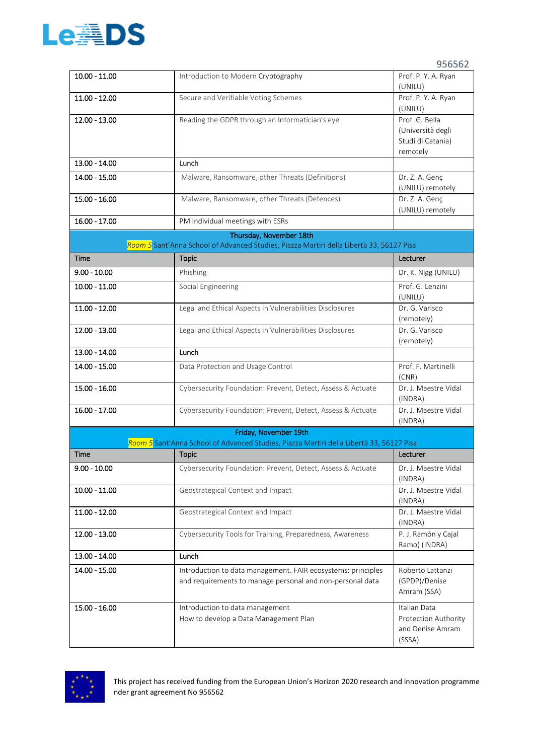| 10.00 - 11.00 | Introduction to Modern Cryptography | Prof. P. Y. A. Ryan (UNILU) |
|---|---|---|
| 11.00 - 12.00 | Secure and Verifiable Voting Schemes | Prof. P. Y. A. Ryan (UNILU) |
| 12.00 - 13.00 | Reading the GDPR through an Informatician's eye | Prof. G. Bella (Università degli Studi di Catania) remotely |
| 13.00 - 14.00 | Lunch | |
| 14.00 - 15.00 | Malware, Ransomware, other Threats (Definitions) | Dr. Z. A. Genç (UNILU) remotely |
| 15.00 - 16.00 | Malware, Ransomware, other Threats (Defences) | Dr. Z. A. Genç (UNILU) remotely |
| 16.00 - 17.00 | PM individual meetings with ESRs | |
| **Thursday, November 18th** Room 5 Sant'Anna School of Advanced Studies, Piazza Martiri della Libertà 33, 56127 Pisa | | |
| **Time** | **Topic** | **Lecturer** |
| 9.00 - 10.00 | Phishing | Dr. K. Nigg (UNILU) |
| 10.00 - 11.00 | Social Engineering | Prof. G. Lenzini (UNILU) |
| 11.00 - 12.00 | Legal and Ethical Aspects in Vulnerabilities Disclosures | Dr. G. Varisco (remotely) |
| 12.00 - 13.00 | Legal and Ethical Aspects in Vulnerabilities Disclosures | Dr. G. Varisco (remotely) |
| 13.00 - 14.00 | Lunch | |
| 14.00 - 15.00 | Data Protection and Usage Control | Prof. F. Martinelli (CNR) |
| 15.00 - 16.00 | Cybersecurity Foundation: Prevent, Detect, Assess & Actuate | Dr. J. Maestre Vidal (INDRA) |
| 16.00 - 17.00 | Cybersecurity Foundation: Prevent, Detect, Assess & Actuate | Dr. J. Maestre Vidal (INDRA) |
| **Friday, November 19th** Room 5 Sant'Anna School of Advanced Studies, Piazza Martiri della Libertà 33, 56127 Pisa | | |
| **Time** | **Topic** | **Lecturer** |
| 9.00 - 10.00 | Cybersecurity Foundation: Prevent, Detect, Assess & Actuate | Dr. J. Maestre Vidal (INDRA) |
| 10.00 - 11.00 | Geostrategical Context and Impact | Dr. J. Maestre Vidal (INDRA) |
| 11.00 - 12.00 | Geostrategical Context and Impact | Dr. J. Maestre Vidal (INDRA) |
| 12.00 - 13.00 | Cybersecurity Tools for Training, Preparedness, Awareness | P. J. Ramón y Cajal Ramo) (INDRA) |
| 13.00 - 14.00 | Lunch | |
| 14.00 - 15.00 | Introduction to data management. FAIR ecosystems: principles and requirements to manage personal and non-personal data | Roberto Lattanzi (GPDP)/Denise Amram (SSA) |
| 15.00 - 16.00 | Introduction to data management<br>How to develop a Data Management Plan | Italian Data Protection Authority and Denise Amram (SSSA) |

This project has received funding from the European Union's Horizon 2020 research and innovation programme nder grant agreement No 956562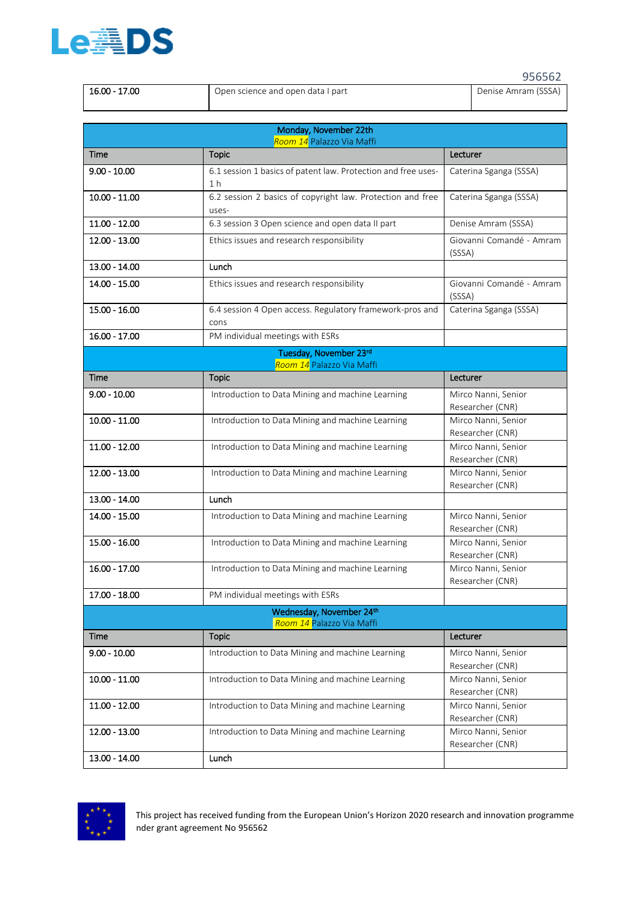| 16.00 - 17.00 | Open science and open data I part | Denise Amram (SSSA) |
|---|---|---|

| Monday, November 22th<br>*Room 14* Palazzo Via Maffi | | |
|---|---|---|
| **Time** | **Topic** | **Lecturer** |
| 9.00 - 10.00 | 6.1 session 1 basics of patent law. Protection and free uses- 1 h | Caterina Sganga (SSSA) |
| 10.00 - 11.00 | 6.2 session 2 basics of copyright law. Protection and free uses- | Caterina Sganga (SSSA) |
| 11.00 - 12.00 | 6.3 session 3 Open science and open data II part | Denise Amram (SSSA) |
| 12.00 - 13.00 | Ethics issues and research responsibility | Giovanni Comandé - Amram (SSSA) |
| 13.00 - 14.00 | Lunch | |
| 14.00 - 15.00 | Ethics issues and research responsibility | Giovanni Comandé - Amram (SSSA) |
| 15.00 - 16.00 | 6.4 session 4 Open access. Regulatory framework-pros and cons | Caterina Sganga (SSSA) |
| 16.00 - 17.00 | PM individual meetings with ESRs | |
| Tuesday, November 23rd<br>*Room 14* Palazzo Via Maffi | | |
| **Time** | **Topic** | **Lecturer** |
| 9.00 - 10.00 | Introduction to Data Mining and machine Learning | Mirco Nanni, Senior Researcher (CNR) |
| 10.00 - 11.00 | Introduction to Data Mining and machine Learning | Mirco Nanni, Senior Researcher (CNR) |
| 11.00 - 12.00 | Introduction to Data Mining and machine Learning | Mirco Nanni, Senior Researcher (CNR) |
| 12.00 - 13.00 | Introduction to Data Mining and machine Learning | Mirco Nanni, Senior Researcher (CNR) |
| 13.00 - 14.00 | Lunch | |
| 14.00 - 15.00 | Introduction to Data Mining and machine Learning | Mirco Nanni, Senior Researcher (CNR) |
| 15.00 - 16.00 | Introduction to Data Mining and machine Learning | Mirco Nanni, Senior Researcher (CNR) |
| 16.00 - 17.00 | Introduction to Data Mining and machine Learning | Mirco Nanni, Senior Researcher (CNR) |
| 17.00 - 18.00 | PM individual meetings with ESRs | |
| Wednesday, November 24th<br>*Room 14* Palazzo Via Maffi | | |
| **Time** | **Topic** | **Lecturer** |
| 9.00 - 10.00 | Introduction to Data Mining and machine Learning | Mirco Nanni, Senior Researcher (CNR) |
| 10.00 - 11.00 | Introduction to Data Mining and machine Learning | Mirco Nanni, Senior Researcher (CNR) |
| 11.00 - 12.00 | Introduction to Data Mining and machine Learning | Mirco Nanni, Senior Researcher (CNR) |
| 12.00 - 13.00 | Introduction to Data Mining and machine Learning | Mirco Nanni, Senior Researcher (CNR) |
| 13.00 - 14.00 | Lunch | |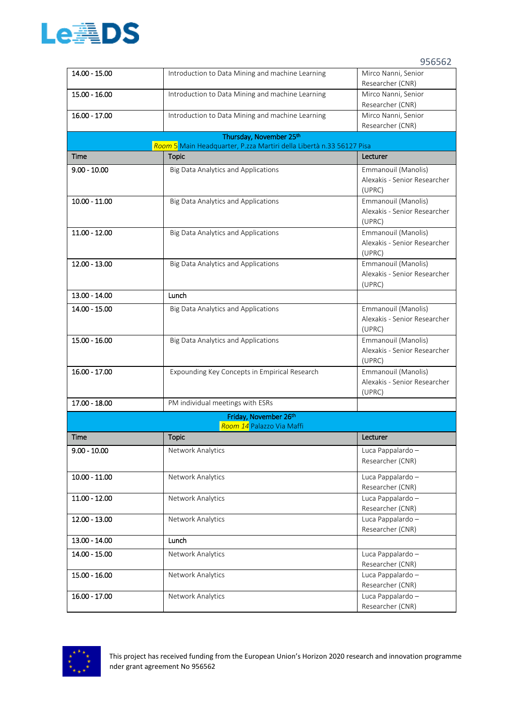| 14.00 - 15.00 | Introduction to Data Mining and machine Learning | Mirco Nanni, Senior Researcher (CNR) |
|---|---|---|
| 15.00 - 16.00 | Introduction to Data Mining and machine Learning | Mirco Nanni, Senior Researcher (CNR) |
| 16.00 - 17.00 | Introduction to Data Mining and machine Learning | Mirco Nanni, Senior Researcher (CNR) |
| **Thursday, November 25th**<br>*Room 5* Main Headquarter, P.zza Martiri della Libertà n.33 56127 Pisa | | |
| **Time** | **Topic** | **Lecturer** |
| 9.00 - 10.00 | Big Data Analytics and Applications | Emmanouil (Manolis) Alexakis - Senior Researcher (UPRC) |
| 10.00 - 11.00 | Big Data Analytics and Applications | Emmanouil (Manolis) Alexakis - Senior Researcher (UPRC) |
| 11.00 - 12.00 | Big Data Analytics and Applications | Emmanouil (Manolis) Alexakis - Senior Researcher (UPRC) |
| 12.00 - 13.00 | Big Data Analytics and Applications | Emmanouil (Manolis) Alexakis - Senior Researcher (UPRC) |
| 13.00 - 14.00 | Lunch | |
| 14.00 - 15.00 | Big Data Analytics and Applications | Emmanouil (Manolis) Alexakis - Senior Researcher (UPRC) |
| 15.00 - 16.00 | Big Data Analytics and Applications | Emmanouil (Manolis) Alexakis - Senior Researcher (UPRC) |
| 16.00 - 17.00 | Expounding Key Concepts in Empirical Research | Emmanouil (Manolis) Alexakis - Senior Researcher (UPRC) |
| 17.00 - 18.00 | PM individual meetings with ESRs | |
| **Friday, November 26th**<br>*Room 14* Palazzo Via Maffi | | |
| **Time** | **Topic** | **Lecturer** |
| 9.00 - 10.00 | Network Analytics | Luca Pappalardo – Researcher (CNR) |
| 10.00 - 11.00 | Network Analytics | Luca Pappalardo – Researcher (CNR) |
| 11.00 - 12.00 | Network Analytics | Luca Pappalardo – Researcher (CNR) |
| 12.00 - 13.00 | Network Analytics | Luca Pappalardo – Researcher (CNR) |
| 13.00 - 14.00 | Lunch | |
| 14.00 - 15.00 | Network Analytics | Luca Pappalardo – Researcher (CNR) |
| 15.00 - 16.00 | Network Analytics | Luca Pappalardo – Researcher (CNR) |
| 16.00 - 17.00 | Network Analytics | Luca Pappalardo – Researcher (CNR) |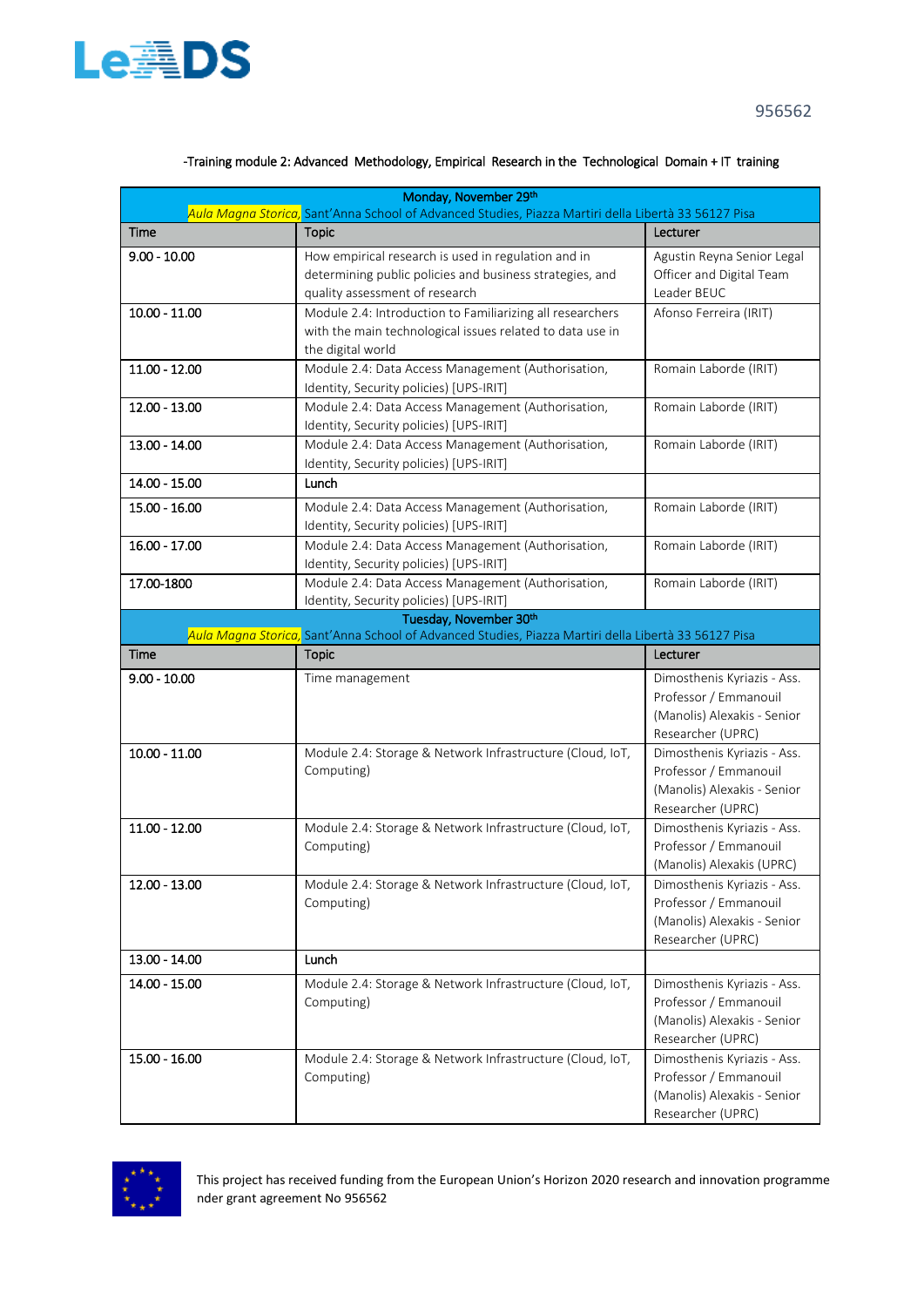-Training module 2: Advanced Methodology, Empirical Research in the Technological Domain + IT training

| Monday, November 29th *Aula Magna Storica*, Sant'Anna School of Advanced Studies, Piazza Martiri della Libertà 33 56127 Pisa | | |
|---|---|---|
| **Time** | **Topic** | **Lecturer** |
| 9.00 - 10.00 | How empirical research is used in regulation and in determining public policies and business strategies, and quality assessment of research | Agustin Reyna Senior Legal Officer and Digital Team Leader BEUC |
| 10.00 - 11.00 | Module 2.4: Introduction to Familiarizing all researchers with the main technological issues related to data use in the digital world | Afonso Ferreira (IRIT) |
| 11.00 - 12.00 | Module 2.4: Data Access Management (Authorisation, Identity, Security policies) [UPS-IRIT] | Romain Laborde (IRIT) |
| 12.00 - 13.00 | Module 2.4: Data Access Management (Authorisation, Identity, Security policies) [UPS-IRIT] | Romain Laborde (IRIT) |
| 13.00 - 14.00 | Module 2.4: Data Access Management (Authorisation, Identity, Security policies) [UPS-IRIT] | Romain Laborde (IRIT) |
| 14.00 - 15.00 | **Lunch** | |
| 15.00 - 16.00 | Module 2.4: Data Access Management (Authorisation, Identity, Security policies) [UPS-IRIT] | Romain Laborde (IRIT) |
| 16.00 - 17.00 | Module 2.4: Data Access Management (Authorisation, Identity, Security policies) [UPS-IRIT] | Romain Laborde (IRIT) |
| 17.00-1800 | Module 2.4: Data Access Management (Authorisation, Identity, Security policies) [UPS-IRIT] | Romain Laborde (IRIT) |
| Tuesday, November 30th *Aula Magna Storica*, Sant'Anna School of Advanced Studies, Piazza Martiri della Libertà 33 56127 Pisa | | |
| **Time** | **Topic** | **Lecturer** |
| 9.00 - 10.00 | Time management | Dimosthenis Kyriazis - Ass. Professor / Emmanouil (Manolis) Alexakis - Senior Researcher (UPRC) |
| 10.00 - 11.00 | Module 2.4: Storage & Network Infrastructure (Cloud, IoT, Computing) | Dimosthenis Kyriazis - Ass. Professor / Emmanouil (Manolis) Alexakis - Senior Researcher (UPRC) |
| 11.00 - 12.00 | Module 2.4: Storage & Network Infrastructure (Cloud, IoT, Computing) | Dimosthenis Kyriazis - Ass. Professor / Emmanouil (Manolis) Alexakis (UPRC) |
| 12.00 - 13.00 | Module 2.4: Storage & Network Infrastructure (Cloud, IoT, Computing) | Dimosthenis Kyriazis - Ass. Professor / Emmanouil (Manolis) Alexakis - Senior Researcher (UPRC) |
| 13.00 - 14.00 | **Lunch** | |
| 14.00 - 15.00 | Module 2.4: Storage & Network Infrastructure (Cloud, IoT, Computing) | Dimosthenis Kyriazis - Ass. Professor / Emmanouil (Manolis) Alexakis - Senior Researcher (UPRC) |
| 15.00 - 16.00 | Module 2.4: Storage & Network Infrastructure (Cloud, IoT, Computing) | Dimosthenis Kyriazis - Ass. Professor / Emmanouil (Manolis) Alexakis - Senior Researcher (UPRC) |

This project has received funding from the European Union's Horizon 2020 research and innovation programme nder grant agreement No 956562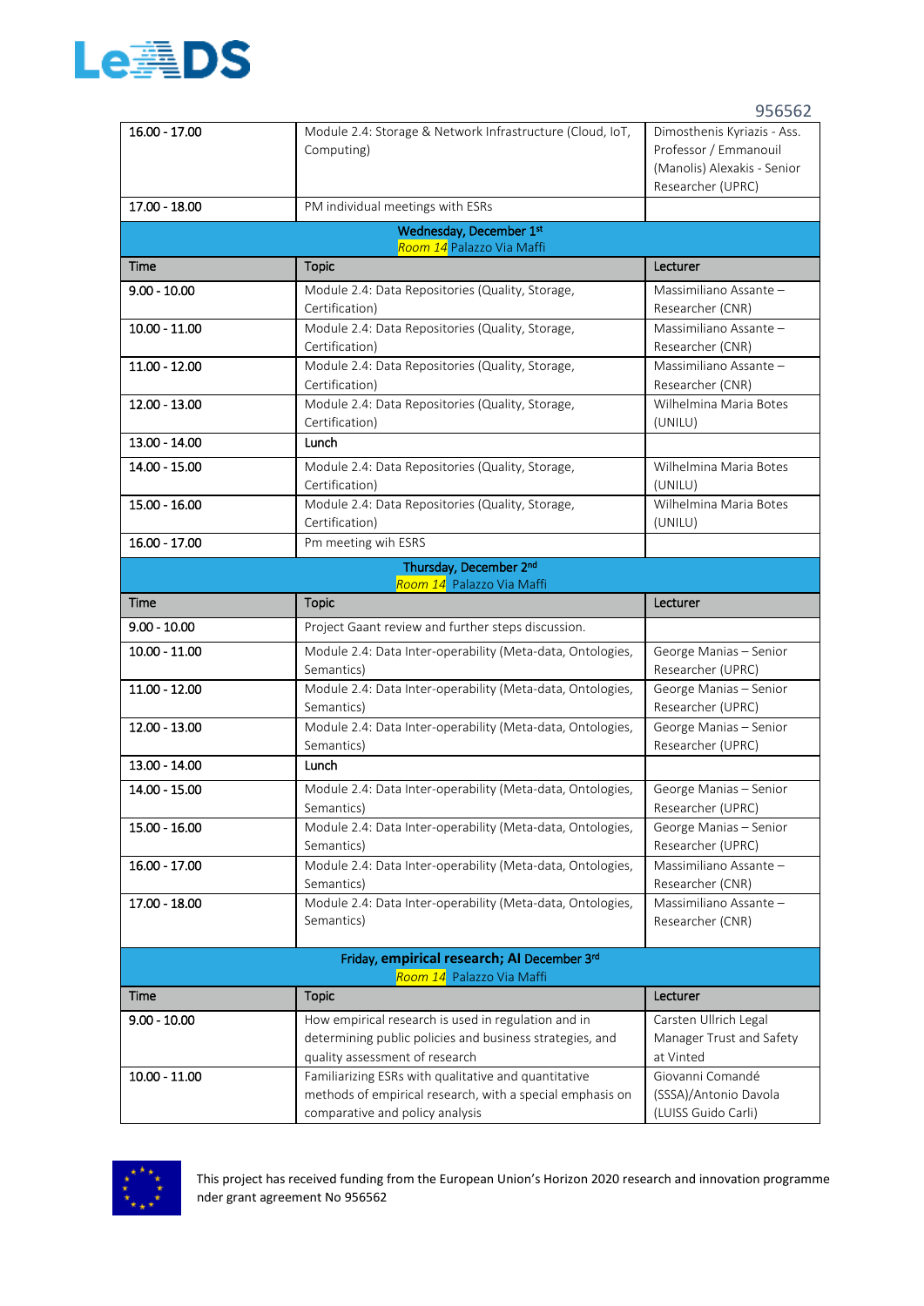| 16.00 - 17.00 | Module 2.4: Storage & Network Infrastructure (Cloud, IoT, Computing) | Dimosthenis Kyriazis - Ass. Professor / Emmanouil (Manolis) Alexakis - Senior Researcher (UPRC) |
|---|---|---|
| 17.00 - 18.00 | PM individual meetings with ESRs | |
| **Wednesday, December 1st** Room 14 Palazzo Via Maffi | | |
| **Time** | **Topic** | **Lecturer** |
| 9.00 - 10.00 | Module 2.4: Data Repositories (Quality, Storage, Certification) | Massimiliano Assante – Researcher (CNR) |
| 10.00 - 11.00 | Module 2.4: Data Repositories (Quality, Storage, Certification) | Massimiliano Assante – Researcher (CNR) |
| 11.00 - 12.00 | Module 2.4: Data Repositories (Quality, Storage, Certification) | Massimiliano Assante – Researcher (CNR) |
| 12.00 - 13.00 | Module 2.4: Data Repositories (Quality, Storage, Certification) | Wilhelmina Maria Botes (UNILU) |
| 13.00 - 14.00 | Lunch | |
| 14.00 - 15.00 | Module 2.4: Data Repositories (Quality, Storage, Certification) | Wilhelmina Maria Botes (UNILU) |
| 15.00 - 16.00 | Module 2.4: Data Repositories (Quality, Storage, Certification) | Wilhelmina Maria Botes (UNILU) |
| 16.00 - 17.00 | Pm meeting wih ESRS | |
| **Thursday, December 2nd** Room 14 Palazzo Via Maffi | | |
| **Time** | **Topic** | **Lecturer** |
| 9.00 - 10.00 | Project Gaant review and further steps discussion. | |
| 10.00 - 11.00 | Module 2.4: Data Inter-operability (Meta-data, Ontologies, Semantics) | George Manias – Senior Researcher (UPRC) |
| 11.00 - 12.00 | Module 2.4: Data Inter-operability (Meta-data, Ontologies, Semantics) | George Manias – Senior Researcher (UPRC) |
| 12.00 - 13.00 | Module 2.4: Data Inter-operability (Meta-data, Ontologies, Semantics) | George Manias – Senior Researcher (UPRC) |
| 13.00 - 14.00 | Lunch | |
| 14.00 - 15.00 | Module 2.4: Data Inter-operability (Meta-data, Ontologies, Semantics) | George Manias – Senior Researcher (UPRC) |
| 15.00 - 16.00 | Module 2.4: Data Inter-operability (Meta-data, Ontologies, Semantics) | George Manias – Senior Researcher (UPRC) |
| 16.00 - 17.00 | Module 2.4: Data Inter-operability (Meta-data, Ontologies, Semantics) | Massimiliano Assante – Researcher (CNR) |
| 17.00 - 18.00 | Module 2.4: Data Inter-operability (Meta-data, Ontologies, Semantics) | Massimiliano Assante – Researcher (CNR) |
| Friday, **empirical research; AI** December 3rd Room 14 Palazzo Via Maffi | | |
| **Time** | **Topic** | **Lecturer** |
| 9.00 - 10.00 | How empirical research is used in regulation and in determining public policies and business strategies, and quality assessment of research | Carsten Ullrich Legal Manager Trust and Safety at Vinted |
| 10.00 - 11.00 | Familiarizing ESRs with qualitative and quantitative methods of empirical research, with a special emphasis on comparative and policy analysis | Giovanni Comandé (SSSA)/Antonio Davola (LUISS Guido Carli) |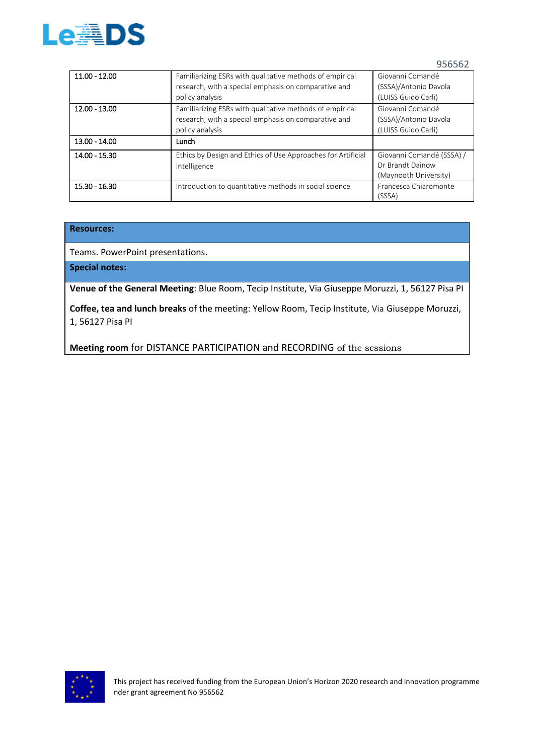| | | |
|---|---|---|
| 11.00 - 12.00 | Familiarizing ESRs with qualitative methods of empirical research, with a special emphasis on comparative and policy analysis | Giovanni Comandé (SSSA)/Antonio Davola (LUISS Guido Carli) |
| 12.00 - 13.00 | Familiarizing ESRs with qualitative methods of empirical research, with a special emphasis on comparative and policy analysis | Giovanni Comandé (SSSA)/Antonio Davola (LUISS Guido Carli) |
| 13.00 - 14.00 | Lunch | |
| 14.00 - 15.30 | Ethics by Design and Ethics of Use Approaches for Artificial Intelligence | Giovanni Comandé (SSSA) / Dr Brandt Dainow (Maynooth University) |
| 15.30 - 16.30 | Introduction to quantitative methods in social science | Francesca Chiaromonte (SSSA) |

**Resources:**

Teams. PowerPoint presentations.

**Special notes:**

**Venue of the General Meeting**: Blue Room, Tecip Institute, Via Giuseppe Moruzzi, 1, 56127 Pisa PI

**Coffee, tea and lunch breaks** of the meeting: Yellow Room, Tecip Institute, Via Giuseppe Moruzzi, 1, 56127 Pisa PI

**Meeting room** for DISTANCE PARTICIPATION and RECORDING of the sessions